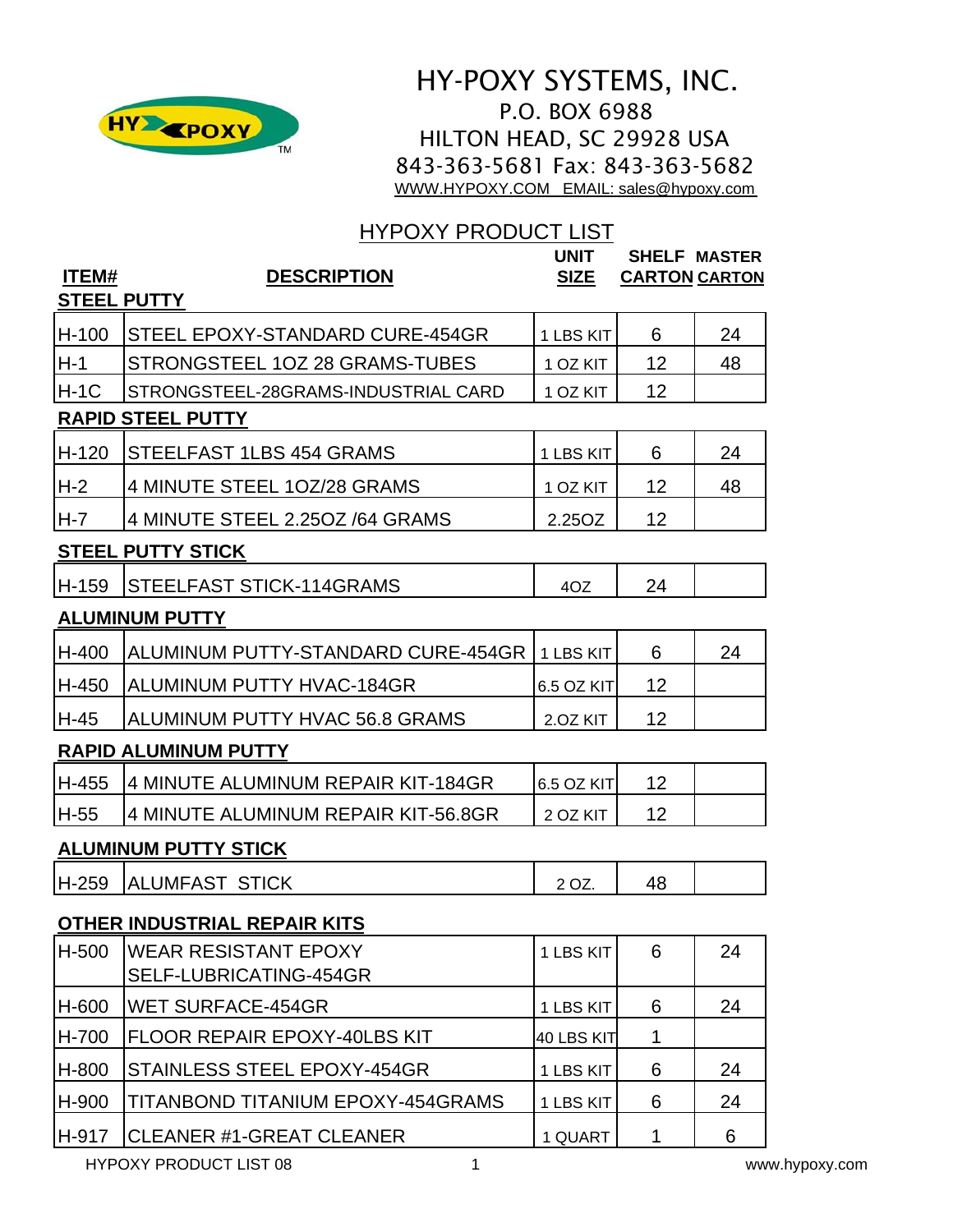# HY-POXY SYSTEMS, INC.

P.O. BOX 6988
HILTON HEAD, SC 29928 USA
843-363-5681 Fax: 843-363-5682
WWW.HYPOXY.COM EMAIL: sales@hypoxy.com

## HYPOXY PRODUCT LIST

| ITEM# | DESCRIPTION | UNIT SIZE | SHELF CARTON | MASTER CARTON |
|---|---|---|---|---|
| **STEEL PUTTY** | | | | |
| H-100 | STEEL EPOXY-STANDARD CURE-454GR | 1 LBS KIT | 6 | 24 |
| H-1 | STRONGSTEEL 1OZ 28 GRAMS-TUBES | 1 OZ KIT | 12 | 48 |
| H-1C | STRONGSTEEL-28GRAMS-INDUSTRIAL CARD | 1 OZ KIT | 12 | |
| **RAPID STEEL PUTTY** | | | | |
| H-120 | STEELFAST 1LBS 454 GRAMS | 1 LBS KIT | 6 | 24 |
| H-2 | 4 MINUTE STEEL 1OZ/28 GRAMS | 1 OZ KIT | 12 | 48 |
| H-7 | 4 MINUTE STEEL 2.25OZ /64 GRAMS | 2.25OZ | 12 | |
| **STEEL PUTTY STICK** | | | | |
| H-159 | STEELFAST STICK-114GRAMS | 4OZ | 24 | |
| **ALUMINUM PUTTY** | | | | |
| H-400 | ALUMINUM PUTTY-STANDARD CURE-454GR | 1 LBS KIT | 6 | 24 |
| H-450 | ALUMINUM PUTTY HVAC-184GR | 6.5 OZ KIT | 12 | |
| H-45 | ALUMINUM PUTTY HVAC 56.8 GRAMS | 2.OZ KIT | 12 | |
| **RAPID ALUMINUM PUTTY** | | | | |
| H-455 | 4 MINUTE ALUMINUM REPAIR KIT-184GR | 6.5 OZ KIT | 12 | |
| H-55 | 4 MINUTE ALUMINUM REPAIR KIT-56.8GR | 2 OZ KIT | 12 | |
| **ALUMINUM PUTTY STICK** | | | | |
| H-259 | ALUMFAST STICK | 2 OZ. | 48 | |
| **OTHER INDUSTRIAL REPAIR KITS** | | | | |
| H-500 | WEAR RESISTANT EPOXY SELF-LUBRICATING-454GR | 1 LBS KIT | 6 | 24 |
| H-600 | WET SURFACE-454GR | 1 LBS KIT | 6 | 24 |
| H-700 | FLOOR REPAIR EPOXY-40LBS KIT | 40 LBS KIT | 1 | |
| H-800 | STAINLESS STEEL EPOXY-454GR | 1 LBS KIT | 6 | 24 |
| H-900 | TITANBOND TITANIUM EPOXY-454GRAMS | 1 LBS KIT | 6 | 24 |
| H-917 | CLEANER #1-GREAT CLEANER | 1 QUART | 1 | 6 |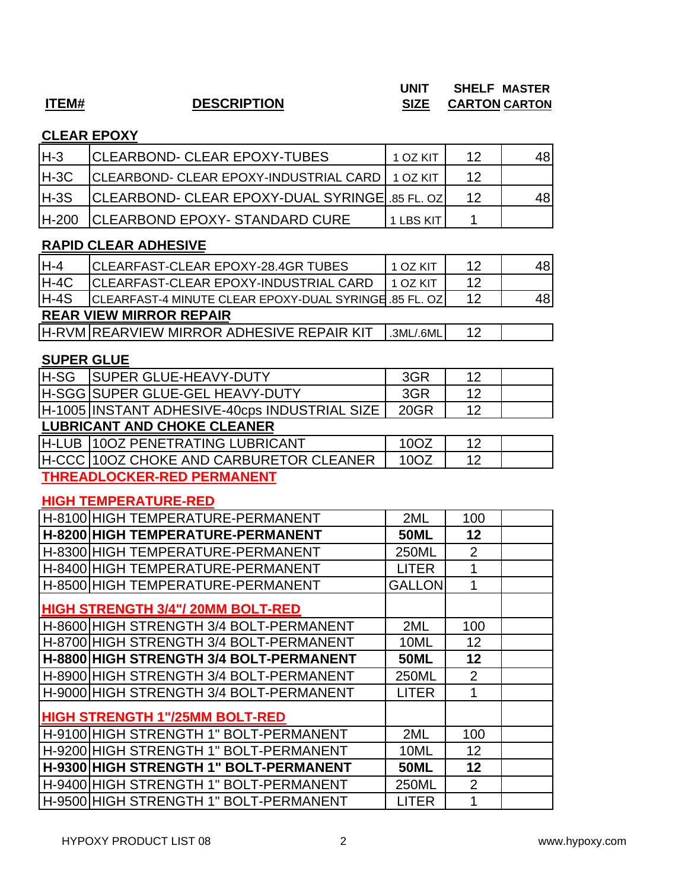| ITEM# | DESCRIPTION | UNIT SIZE | SHELF CARTON | MASTER CARTON |
|---|---|---|---|---|
| **CLEAR EPOXY** | | | | |
| H-3 | CLEARBOND- CLEAR EPOXY-TUBES | 1 OZ KIT | 12 | 48 |
| H-3C | CLEARBOND- CLEAR EPOXY-INDUSTRIAL CARD | 1 OZ KIT | 12 | |
| H-3S | CLEARBOND- CLEAR EPOXY-DUAL SYRINGE | .85 FL. OZ | 12 | 48 |
| H-200 | CLEARBOND EPOXY- STANDARD CURE | 1 LBS KIT | 1 | |
| **RAPID CLEAR ADHESIVE** | | | | |
| H-4 | CLEARFAST-CLEAR EPOXY-28.4GR TUBES | 1 OZ KIT | 12 | 48 |
| H-4C | CLEARFAST-CLEAR EPOXY-INDUSTRIAL CARD | 1 OZ KIT | 12 | |
| H-4S | CLEARFAST-4 MINUTE CLEAR EPOXY-DUAL SYRINGE | .85 FL. OZ | 12 | 48 |
| **REAR VIEW MIRROR REPAIR** | | | | |
| H-RVM | REARVIEW MIRROR ADHESIVE REPAIR KIT | .3ML/.6ML | 12 | |
| **SUPER GLUE** | | | | |
| H-SG | SUPER GLUE-HEAVY-DUTY | 3GR | 12 | |
| H-SGG | SUPER GLUE-GEL HEAVY-DUTY | 3GR | 12 | |
| H-1005 | INSTANT ADHESIVE-40cps INDUSTRIAL SIZE | 20GR | 12 | |
| **LUBRICANT AND CHOKE CLEANER** | | | | |
| H-LUB | 10OZ PENETRATING LUBRICANT | 10OZ | 12 | |
| H-CCC | 10OZ CHOKE AND CARBURETOR CLEANER | 10OZ | 12 | |
| **THREADLOCKER-RED PERMANENT** | | | | |
| **HIGH TEMPERATURE-RED** | | | | |
| H-8100 | HIGH TEMPERATURE-PERMANENT | 2ML | 100 | |
| **H-8200** | **HIGH TEMPERATURE-PERMANENT** | **50ML** | **12** | |
| H-8300 | HIGH TEMPERATURE-PERMANENT | 250ML | 2 | |
| H-8400 | HIGH TEMPERATURE-PERMANENT | LITER | 1 | |
| H-8500 | HIGH TEMPERATURE-PERMANENT | GALLON | 1 | |
| **HIGH STRENGTH 3/4"/ 20MM BOLT-RED** | | | | |
| H-8600 | HIGH STRENGTH 3/4 BOLT-PERMANENT | 2ML | 100 | |
| H-8700 | HIGH STRENGTH 3/4 BOLT-PERMANENT | 10ML | 12 | |
| **H-8800** | **HIGH STRENGTH 3/4 BOLT-PERMANENT** | **50ML** | **12** | |
| H-8900 | HIGH STRENGTH 3/4 BOLT-PERMANENT | 250ML | 2 | |
| H-9000 | HIGH STRENGTH 3/4 BOLT-PERMANENT | LITER | 1 | |
| **HIGH STRENGTH 1"/25MM BOLT-RED** | | | | |
| H-9100 | HIGH STRENGTH 1" BOLT-PERMANENT | 2ML | 100 | |
| H-9200 | HIGH STRENGTH 1" BOLT-PERMANENT | 10ML | 12 | |
| **H-9300** | **HIGH STRENGTH 1" BOLT-PERMANENT** | **50ML** | **12** | |
| H-9400 | HIGH STRENGTH 1" BOLT-PERMANENT | 250ML | 2 | |
| H-9500 | HIGH STRENGTH 1" BOLT-PERMANENT | LITER | 1 | |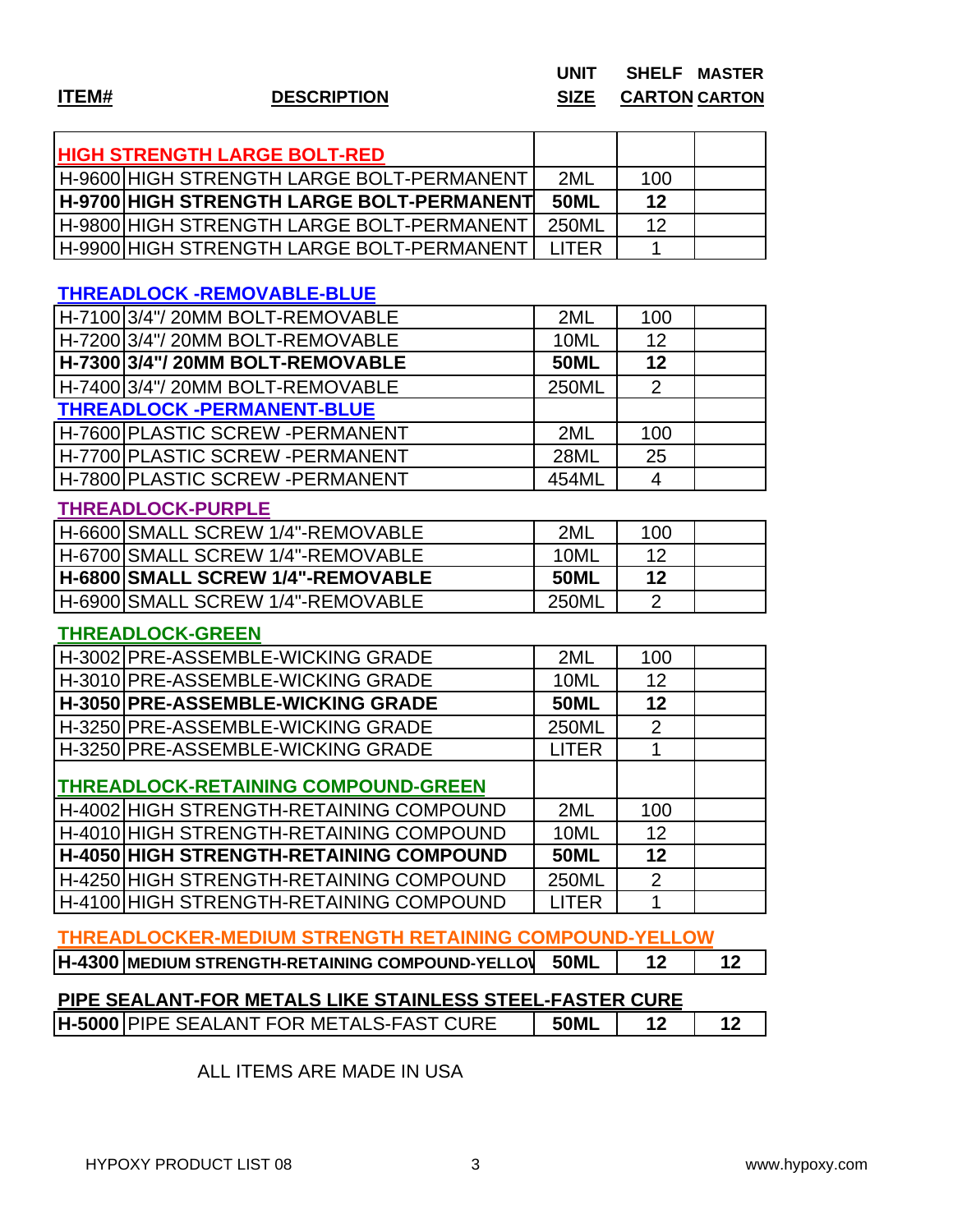| ITEM# | DESCRIPTION | UNIT SIZE | SHELF CARTON | MASTER CARTON |
|---|---|---|---|---|
| **HIGH STRENGTH LARGE BOLT-RED** | | | | |
| H-9600 | HIGH STRENGTH LARGE BOLT-PERMANENT | 2ML | 100 | |
| **H-9700** | **HIGH STRENGTH LARGE BOLT-PERMANENT** | **50ML** | **12** | |
| H-9800 | HIGH STRENGTH LARGE BOLT-PERMANENT | 250ML | 12 | |
| H-9900 | HIGH STRENGTH LARGE BOLT-PERMANENT | LITER | 1 | |
| **THREADLOCK -REMOVABLE-BLUE** | | | | |
| H-7100 | 3/4"/ 20MM BOLT-REMOVABLE | 2ML | 100 | |
| H-7200 | 3/4"/ 20MM BOLT-REMOVABLE | 10ML | 12 | |
| **H-7300** | **3/4"/ 20MM BOLT-REMOVABLE** | **50ML** | **12** | |
| H-7400 | 3/4"/ 20MM BOLT-REMOVABLE | 250ML | 2 | |
| **THREADLOCK -PERMANENT-BLUE** | | | | |
| H-7600 | PLASTIC SCREW -PERMANENT | 2ML | 100 | |
| H-7700 | PLASTIC SCREW -PERMANENT | 28ML | 25 | |
| H-7800 | PLASTIC SCREW -PERMANENT | 454ML | 4 | |
| **THREADLOCK-PURPLE** | | | | |
| H-6600 | SMALL SCREW 1/4"-REMOVABLE | 2ML | 100 | |
| H-6700 | SMALL SCREW 1/4"-REMOVABLE | 10ML | 12 | |
| **H-6800** | **SMALL SCREW 1/4"-REMOVABLE** | **50ML** | **12** | |
| H-6900 | SMALL SCREW 1/4"-REMOVABLE | 250ML | 2 | |
| **THREADLOCK-GREEN** | | | | |
| H-3002 | PRE-ASSEMBLE-WICKING GRADE | 2ML | 100 | |
| H-3010 | PRE-ASSEMBLE-WICKING GRADE | 10ML | 12 | |
| **H-3050** | **PRE-ASSEMBLE-WICKING GRADE** | **50ML** | **12** | |
| H-3250 | PRE-ASSEMBLE-WICKING GRADE | 250ML | 2 | |
| H-3250 | PRE-ASSEMBLE-WICKING GRADE | LITER | 1 | |
| **THREADLOCK-RETAINING COMPOUND-GREEN** | | | | |
| H-4002 | HIGH STRENGTH-RETAINING COMPOUND | 2ML | 100 | |
| H-4010 | HIGH STRENGTH-RETAINING COMPOUND | 10ML | 12 | |
| **H-4050** | **HIGH STRENGTH-RETAINING COMPOUND** | **50ML** | **12** | |
| H-4250 | HIGH STRENGTH-RETAINING COMPOUND | 250ML | 2 | |
| H-4100 | HIGH STRENGTH-RETAINING COMPOUND | LITER | 1 | |
| **THREADLOCKER-MEDIUM STRENGTH RETAINING COMPOUND-YELLOW** | | | | |
| **H-4300** | **MEDIUM STRENGTH-RETAINING COMPOUND-YELLOW** | **50ML** | **12** | **12** |
| **PIPE SEALANT-FOR METALS LIKE STAINLESS STEEL-FASTER CURE** | | | | |
| **H-5000** | PIPE SEALANT FOR METALS-FAST CURE | **50ML** | **12** | **12** |

ALL ITEMS ARE MADE IN USA